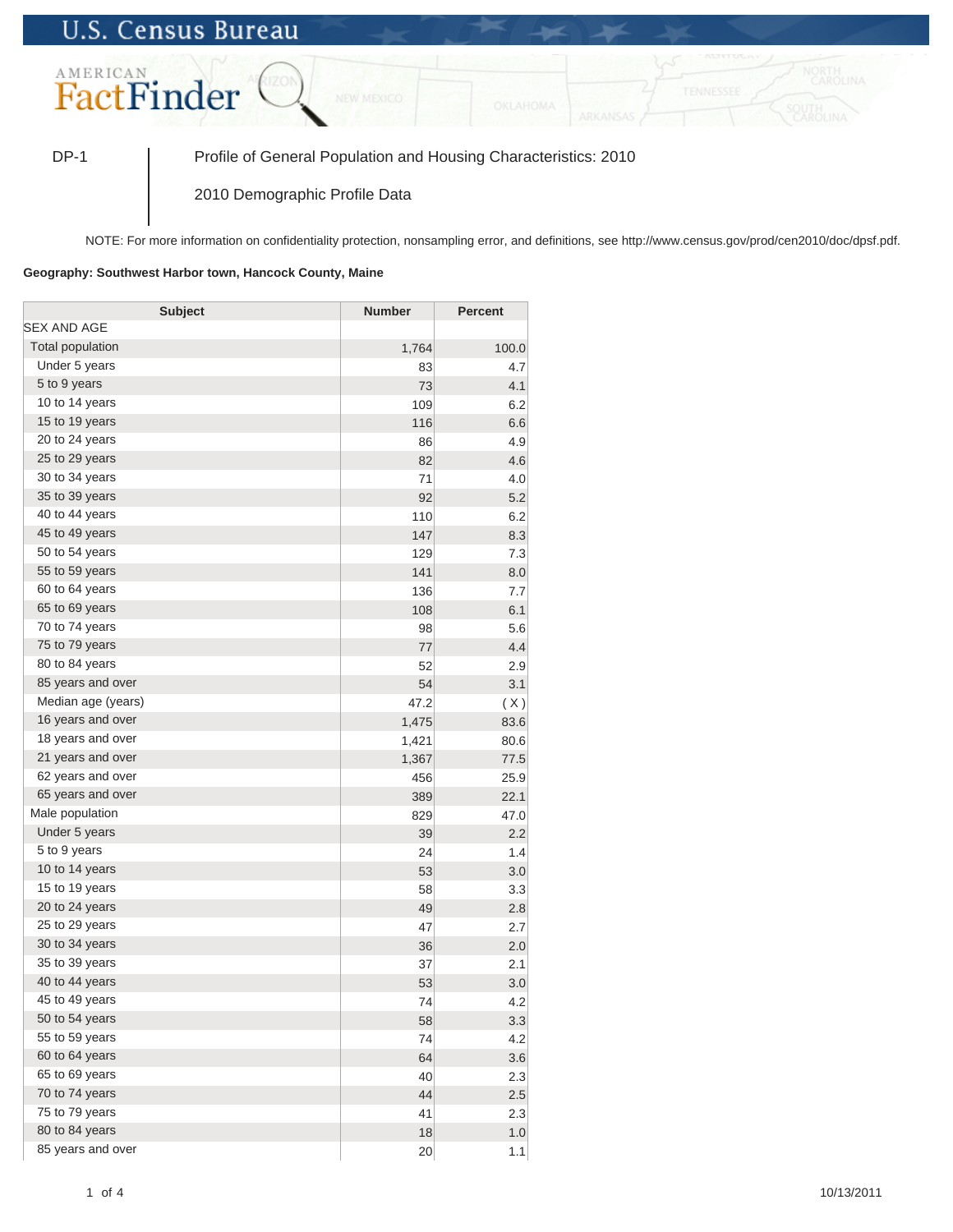U.S. Census Bureau

AMERICAN FactFinder

DP-1 | Profile of General Population and Housing Characteristics: 2010

2010 Demographic Profile Data

NOTE: For more information on confidentiality protection, nonsampling error, and definitions, see http://www.census.gov/prod/cen2010/doc/dpsf.pdf.

**Geography: Southwest Harbor town, Hancock County, Maine**

| Subject | Number | Percent |
| --- | --- | --- |
| SEX AND AGE | | |
| Total population | 1,764 | 100.0 |
| Under 5 years | 83 | 4.7 |
| 5 to 9 years | 73 | 4.1 |
| 10 to 14 years | 109 | 6.2 |
| 15 to 19 years | 116 | 6.6 |
| 20 to 24 years | 86 | 4.9 |
| 25 to 29 years | 82 | 4.6 |
| 30 to 34 years | 71 | 4.0 |
| 35 to 39 years | 92 | 5.2 |
| 40 to 44 years | 110 | 6.2 |
| 45 to 49 years | 147 | 8.3 |
| 50 to 54 years | 129 | 7.3 |
| 55 to 59 years | 141 | 8.0 |
| 60 to 64 years | 136 | 7.7 |
| 65 to 69 years | 108 | 6.1 |
| 70 to 74 years | 98 | 5.6 |
| 75 to 79 years | 77 | 4.4 |
| 80 to 84 years | 52 | 2.9 |
| 85 years and over | 54 | 3.1 |
| Median age (years) | 47.2 | ( X ) |
| 16 years and over | 1,475 | 83.6 |
| 18 years and over | 1,421 | 80.6 |
| 21 years and over | 1,367 | 77.5 |
| 62 years and over | 456 | 25.9 |
| 65 years and over | 389 | 22.1 |
| Male population | 829 | 47.0 |
| Under 5 years | 39 | 2.2 |
| 5 to 9 years | 24 | 1.4 |
| 10 to 14 years | 53 | 3.0 |
| 15 to 19 years | 58 | 3.3 |
| 20 to 24 years | 49 | 2.8 |
| 25 to 29 years | 47 | 2.7 |
| 30 to 34 years | 36 | 2.0 |
| 35 to 39 years | 37 | 2.1 |
| 40 to 44 years | 53 | 3.0 |
| 45 to 49 years | 74 | 4.2 |
| 50 to 54 years | 58 | 3.3 |
| 55 to 59 years | 74 | 4.2 |
| 60 to 64 years | 64 | 3.6 |
| 65 to 69 years | 40 | 2.3 |
| 70 to 74 years | 44 | 2.5 |
| 75 to 79 years | 41 | 2.3 |
| 80 to 84 years | 18 | 1.0 |
| 85 years and over | 20 | 1.1 |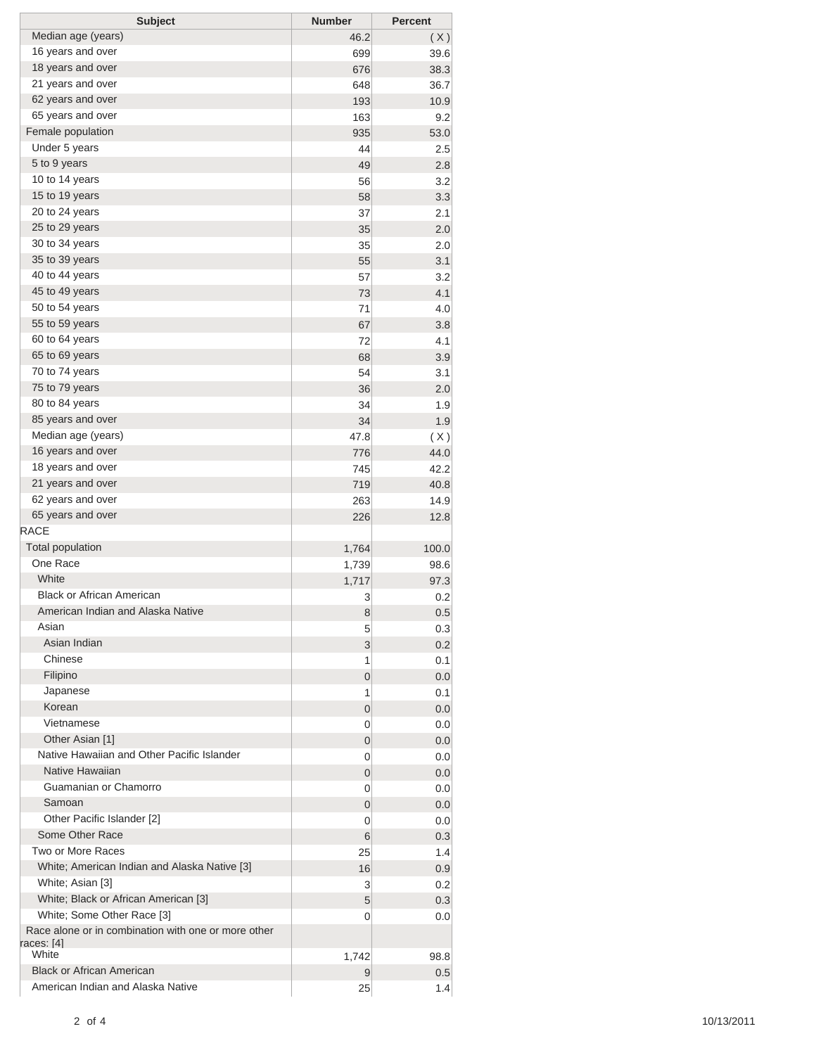| Subject | Number | Percent |
|---|---|---|
| Median age (years) | 46.2 | ( X ) |
| 16 years and over | 699 | 39.6 |
| 18 years and over | 676 | 38.3 |
| 21 years and over | 648 | 36.7 |
| 62 years and over | 193 | 10.9 |
| 65 years and over | 163 | 9.2 |
| Female population | 935 | 53.0 |
| Under 5 years | 44 | 2.5 |
| 5 to 9 years | 49 | 2.8 |
| 10 to 14 years | 56 | 3.2 |
| 15 to 19 years | 58 | 3.3 |
| 20 to 24 years | 37 | 2.1 |
| 25 to 29 years | 35 | 2.0 |
| 30 to 34 years | 35 | 2.0 |
| 35 to 39 years | 55 | 3.1 |
| 40 to 44 years | 57 | 3.2 |
| 45 to 49 years | 73 | 4.1 |
| 50 to 54 years | 71 | 4.0 |
| 55 to 59 years | 67 | 3.8 |
| 60 to 64 years | 72 | 4.1 |
| 65 to 69 years | 68 | 3.9 |
| 70 to 74 years | 54 | 3.1 |
| 75 to 79 years | 36 | 2.0 |
| 80 to 84 years | 34 | 1.9 |
| 85 years and over | 34 | 1.9 |
| Median age (years) | 47.8 | ( X ) |
| 16 years and over | 776 | 44.0 |
| 18 years and over | 745 | 42.2 |
| 21 years and over | 719 | 40.8 |
| 62 years and over | 263 | 14.9 |
| 65 years and over | 226 | 12.8 |
| RACE | | |
| Total population | 1,764 | 100.0 |
| One Race | 1,739 | 98.6 |
| White | 1,717 | 97.3 |
| Black or African American | 3 | 0.2 |
| American Indian and Alaska Native | 8 | 0.5 |
| Asian | 5 | 0.3 |
| Asian Indian | 3 | 0.2 |
| Chinese | 1 | 0.1 |
| Filipino | 0 | 0.0 |
| Japanese | 1 | 0.1 |
| Korean | 0 | 0.0 |
| Vietnamese | 0 | 0.0 |
| Other Asian [1] | 0 | 0.0 |
| Native Hawaiian and Other Pacific Islander | 0 | 0.0 |
| Native Hawaiian | 0 | 0.0 |
| Guamanian or Chamorro | 0 | 0.0 |
| Samoan | 0 | 0.0 |
| Other Pacific Islander [2] | 0 | 0.0 |
| Some Other Race | 6 | 0.3 |
| Two or More Races | 25 | 1.4 |
| White; American Indian and Alaska Native [3] | 16 | 0.9 |
| White; Asian [3] | 3 | 0.2 |
| White; Black or African American [3] | 5 | 0.3 |
| White; Some Other Race [3] | 0 | 0.0 |
| Race alone or in combination with one or more other races: [4] | | |
| White | 1,742 | 98.8 |
| Black or African American | 9 | 0.5 |
| American Indian and Alaska Native | 25 | 1.4 |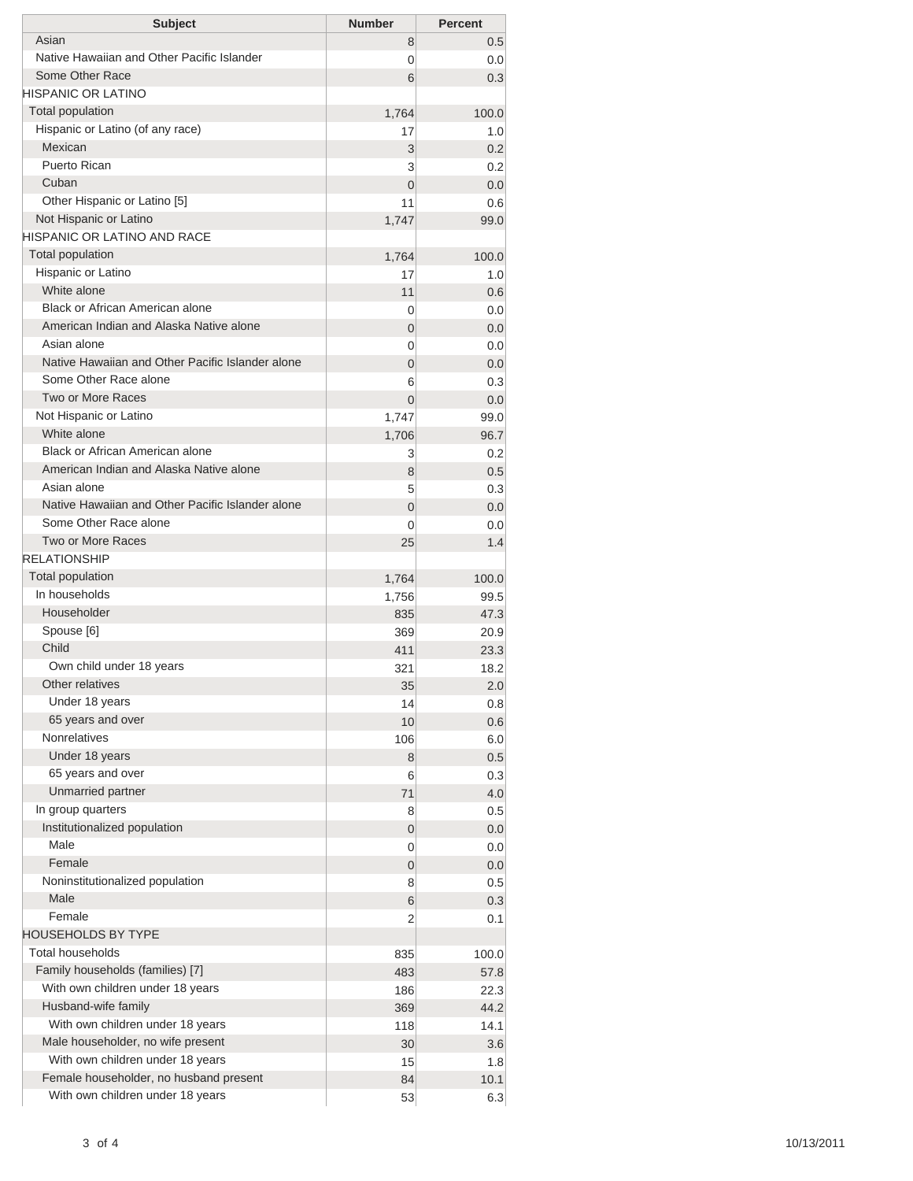| Subject | Number | Percent |
|---|---|---|
| Asian | 8 | 0.5 |
| Native Hawaiian and Other Pacific Islander | 0 | 0.0 |
| Some Other Race | 6 | 0.3 |
| HISPANIC OR LATINO | | |
| Total population | 1,764 | 100.0 |
| Hispanic or Latino (of any race) | 17 | 1.0 |
| Mexican | 3 | 0.2 |
| Puerto Rican | 3 | 0.2 |
| Cuban | 0 | 0.0 |
| Other Hispanic or Latino [5] | 11 | 0.6 |
| Not Hispanic or Latino | 1,747 | 99.0 |
| HISPANIC OR LATINO AND RACE | | |
| Total population | 1,764 | 100.0 |
| Hispanic or Latino | 17 | 1.0 |
| White alone | 11 | 0.6 |
| Black or African American alone | 0 | 0.0 |
| American Indian and Alaska Native alone | 0 | 0.0 |
| Asian alone | 0 | 0.0 |
| Native Hawaiian and Other Pacific Islander alone | 0 | 0.0 |
| Some Other Race alone | 6 | 0.3 |
| Two or More Races | 0 | 0.0 |
| Not Hispanic or Latino | 1,747 | 99.0 |
| White alone | 1,706 | 96.7 |
| Black or African American alone | 3 | 0.2 |
| American Indian and Alaska Native alone | 8 | 0.5 |
| Asian alone | 5 | 0.3 |
| Native Hawaiian and Other Pacific Islander alone | 0 | 0.0 |
| Some Other Race alone | 0 | 0.0 |
| Two or More Races | 25 | 1.4 |
| RELATIONSHIP | | |
| Total population | 1,764 | 100.0 |
| In households | 1,756 | 99.5 |
| Householder | 835 | 47.3 |
| Spouse [6] | 369 | 20.9 |
| Child | 411 | 23.3 |
| Own child under 18 years | 321 | 18.2 |
| Other relatives | 35 | 2.0 |
| Under 18 years | 14 | 0.8 |
| 65 years and over | 10 | 0.6 |
| Nonrelatives | 106 | 6.0 |
| Under 18 years | 8 | 0.5 |
| 65 years and over | 6 | 0.3 |
| Unmarried partner | 71 | 4.0 |
| In group quarters | 8 | 0.5 |
| Institutionalized population | 0 | 0.0 |
| Male | 0 | 0.0 |
| Female | 0 | 0.0 |
| Noninstitutionalized population | 8 | 0.5 |
| Male | 6 | 0.3 |
| Female | 2 | 0.1 |
| HOUSEHOLDS BY TYPE | | |
| Total households | 835 | 100.0 |
| Family households (families) [7] | 483 | 57.8 |
| With own children under 18 years | 186 | 22.3 |
| Husband-wife family | 369 | 44.2 |
| With own children under 18 years | 118 | 14.1 |
| Male householder, no wife present | 30 | 3.6 |
| With own children under 18 years | 15 | 1.8 |
| Female householder, no husband present | 84 | 10.1 |
| With own children under 18 years | 53 | 6.3 |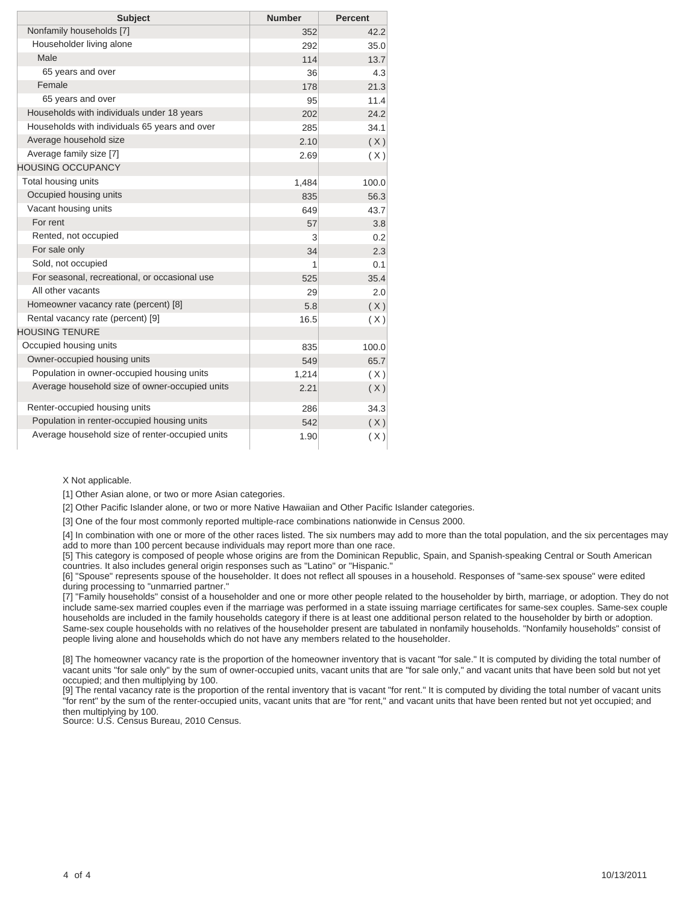| Subject | Number | Percent |
|---|---|---|
| Nonfamily households [7] | 352 | 42.2 |
| Householder living alone | 292 | 35.0 |
| Male | 114 | 13.7 |
| 65 years and over | 36 | 4.3 |
| Female | 178 | 21.3 |
| 65 years and over | 95 | 11.4 |
| Households with individuals under 18 years | 202 | 24.2 |
| Households with individuals 65 years and over | 285 | 34.1 |
| Average household size | 2.10 | ( X ) |
| Average family size [7] | 2.69 | ( X ) |
| HOUSING OCCUPANCY | | |
| Total housing units | 1,484 | 100.0 |
| Occupied housing units | 835 | 56.3 |
| Vacant housing units | 649 | 43.7 |
| For rent | 57 | 3.8 |
| Rented, not occupied | 3 | 0.2 |
| For sale only | 34 | 2.3 |
| Sold, not occupied | 1 | 0.1 |
| For seasonal, recreational, or occasional use | 525 | 35.4 |
| All other vacants | 29 | 2.0 |
| Homeowner vacancy rate (percent) [8] | 5.8 | ( X ) |
| Rental vacancy rate (percent) [9] | 16.5 | ( X ) |
| HOUSING TENURE | | |
| Occupied housing units | 835 | 100.0 |
| Owner-occupied housing units | 549 | 65.7 |
| Population in owner-occupied housing units | 1,214 | ( X ) |
| Average household size of owner-occupied units | 2.21 | ( X ) |
| Renter-occupied housing units | 286 | 34.3 |
| Population in renter-occupied housing units | 542 | ( X ) |
| Average household size of renter-occupied units | 1.90 | ( X ) |

X Not applicable.

[1] Other Asian alone, or two or more Asian categories.

[2] Other Pacific Islander alone, or two or more Native Hawaiian and Other Pacific Islander categories.

[3] One of the four most commonly reported multiple-race combinations nationwide in Census 2000.

[4] In combination with one or more of the other races listed. The six numbers may add to more than the total population, and the six percentages may add to more than 100 percent because individuals may report more than one race.

[5] This category is composed of people whose origins are from the Dominican Republic, Spain, and Spanish-speaking Central or South American countries. It also includes general origin responses such as "Latino" or "Hispanic."

[6] "Spouse" represents spouse of the householder. It does not reflect all spouses in a household. Responses of "same-sex spouse" were edited during processing to "unmarried partner."

[7] "Family households" consist of a householder and one or more other people related to the householder by birth, marriage, or adoption. They do not include same-sex married couples even if the marriage was performed in a state issuing marriage certificates for same-sex couples. Same-sex couple households are included in the family households category if there is at least one additional person related to the householder by birth or adoption. Same-sex couple households with no relatives of the householder present are tabulated in nonfamily households. "Nonfamily households" consist of people living alone and households which do not have any members related to the householder.

[8] The homeowner vacancy rate is the proportion of the homeowner inventory that is vacant "for sale." It is computed by dividing the total number of vacant units "for sale only" by the sum of owner-occupied units, vacant units that are "for sale only," and vacant units that have been sold but not yet occupied; and then multiplying by 100.

[9] The rental vacancy rate is the proportion of the rental inventory that is vacant "for rent." It is computed by dividing the total number of vacant units "for rent" by the sum of the renter-occupied units, vacant units that are "for rent," and vacant units that have been rented but not yet occupied; and then multiplying by 100.

Source: U.S. Census Bureau, 2010 Census.